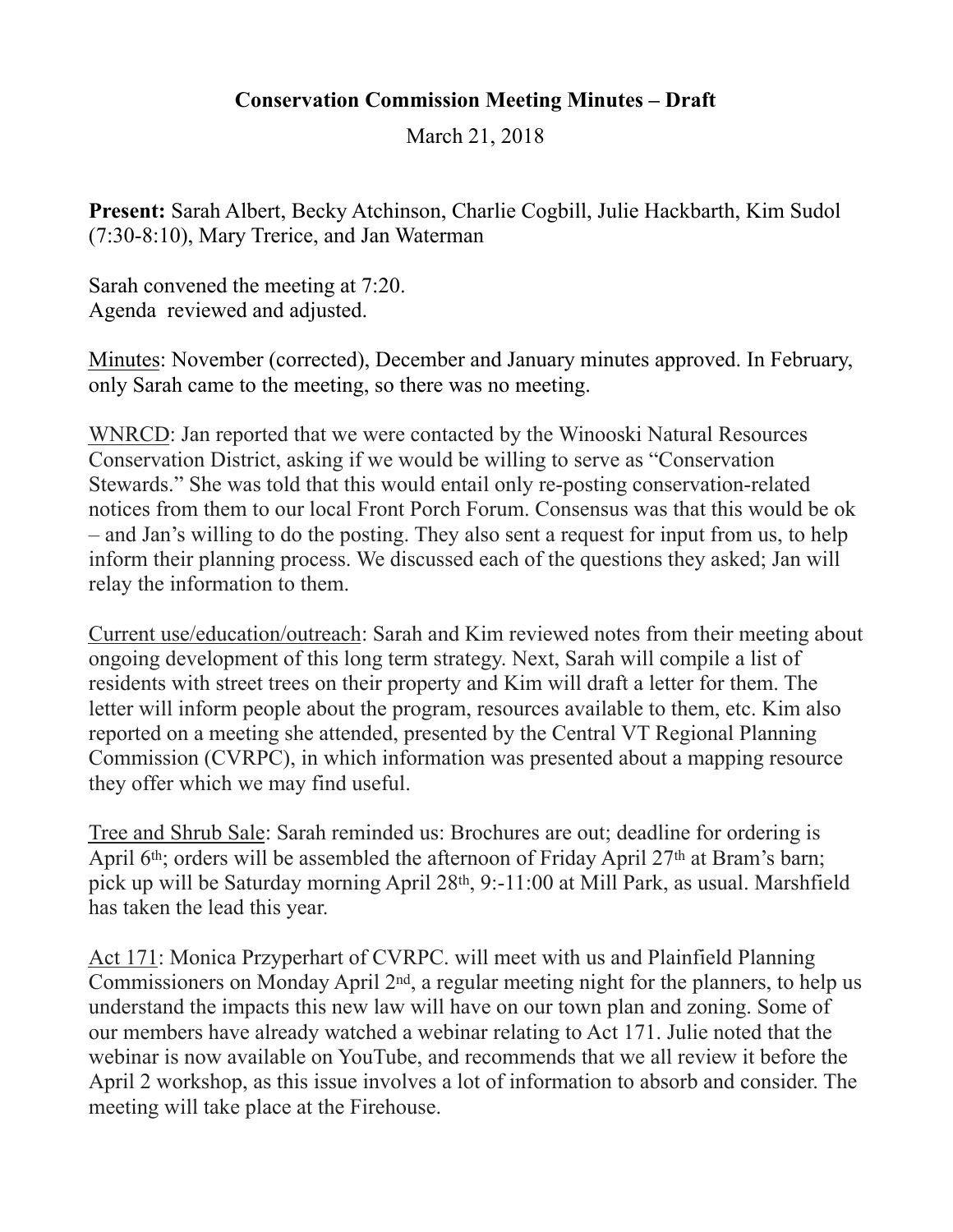**Conservation Commission Meeting Minutes – Draft**

March 21, 2018

**Present:** Sarah Albert, Becky Atchinson, Charlie Cogbill, Julie Hackbarth, Kim Sudol (7:30-8:10), Mary Trerice, and Jan Waterman

Sarah convened the meeting at 7:20.
Agenda reviewed and adjusted.

<u>Minutes</u>: November (corrected), December and January minutes approved. In February, only Sarah came to the meeting, so there was no meeting.

<u>WNRCD</u>: Jan reported that we were contacted by the Winooski Natural Resources Conservation District, asking if we would be willing to serve as "Conservation Stewards." She was told that this would entail only re-posting conservation-related notices from them to our local Front Porch Forum. Consensus was that this would be ok – and Jan's willing to do the posting. They also sent a request for input from us, to help inform their planning process. We discussed each of the questions they asked; Jan will relay the information to them.

<u>Current use/education/outreach</u>: Sarah and Kim reviewed notes from their meeting about ongoing development of this long term strategy. Next, Sarah will compile a list of residents with street trees on their property and Kim will draft a letter for them. The letter will inform people about the program, resources available to them, etc. Kim also reported on a meeting she attended, presented by the Central VT Regional Planning Commission (CVRPC), in which information was presented about a mapping resource they offer which we may find useful.

<u>Tree and Shrub Sale</u>: Sarah reminded us: Brochures are out; deadline for ordering is April 6th; orders will be assembled the afternoon of Friday April 27th at Bram's barn; pick up will be Saturday morning April 28th, 9:-11:00 at Mill Park, as usual. Marshfield has taken the lead this year.

<u>Act 171</u>: Monica Przyperhart of CVRPC. will meet with us and Plainfield Planning Commissioners on Monday April 2nd, a regular meeting night for the planners, to help us understand the impacts this new law will have on our town plan and zoning. Some of our members have already watched a webinar relating to Act 171. Julie noted that the webinar is now available on YouTube, and recommends that we all review it before the April 2 workshop, as this issue involves a lot of information to absorb and consider. The meeting will take place at the Firehouse.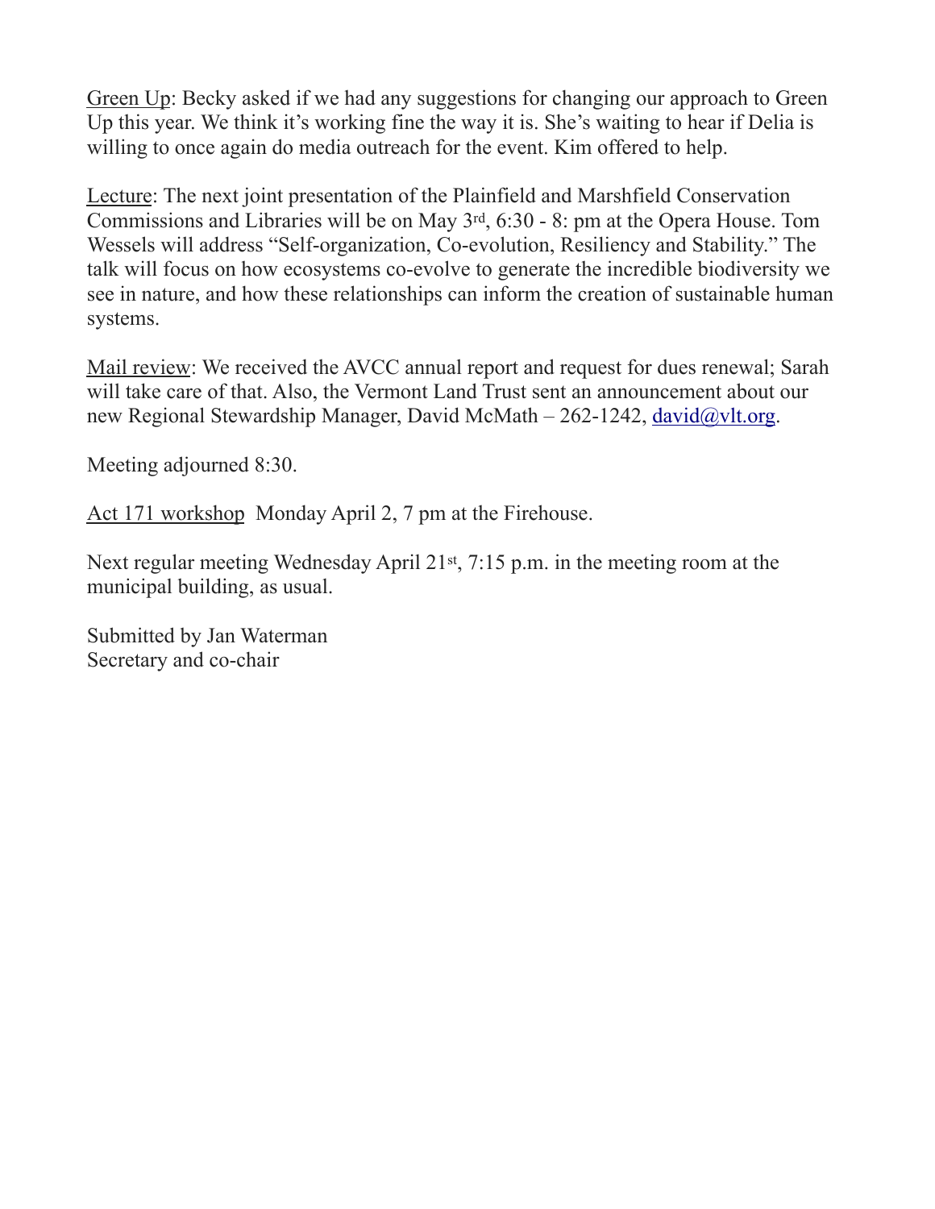Green Up: Becky asked if we had any suggestions for changing our approach to Green Up this year. We think it's working fine the way it is. She's waiting to hear if Delia is willing to once again do media outreach for the event. Kim offered to help.

Lecture: The next joint presentation of the Plainfield and Marshfield Conservation Commissions and Libraries will be on May 3rd, 6:30 - 8: pm at the Opera House. Tom Wessels will address "Self-organization, Co-evolution, Resiliency and Stability." The talk will focus on how ecosystems co-evolve to generate the incredible biodiversity we see in nature, and how these relationships can inform the creation of sustainable human systems.

Mail review: We received the AVCC annual report and request for dues renewal; Sarah will take care of that. Also, the Vermont Land Trust sent an announcement about our new Regional Stewardship Manager, David McMath – 262-1242, david@vlt.org.

Meeting adjourned 8:30.

Act 171 workshop  Monday April 2, 7 pm at the Firehouse.

Next regular meeting Wednesday April 21st, 7:15 p.m. in the meeting room at the municipal building, as usual.

Submitted by Jan Waterman  
Secretary and co-chair